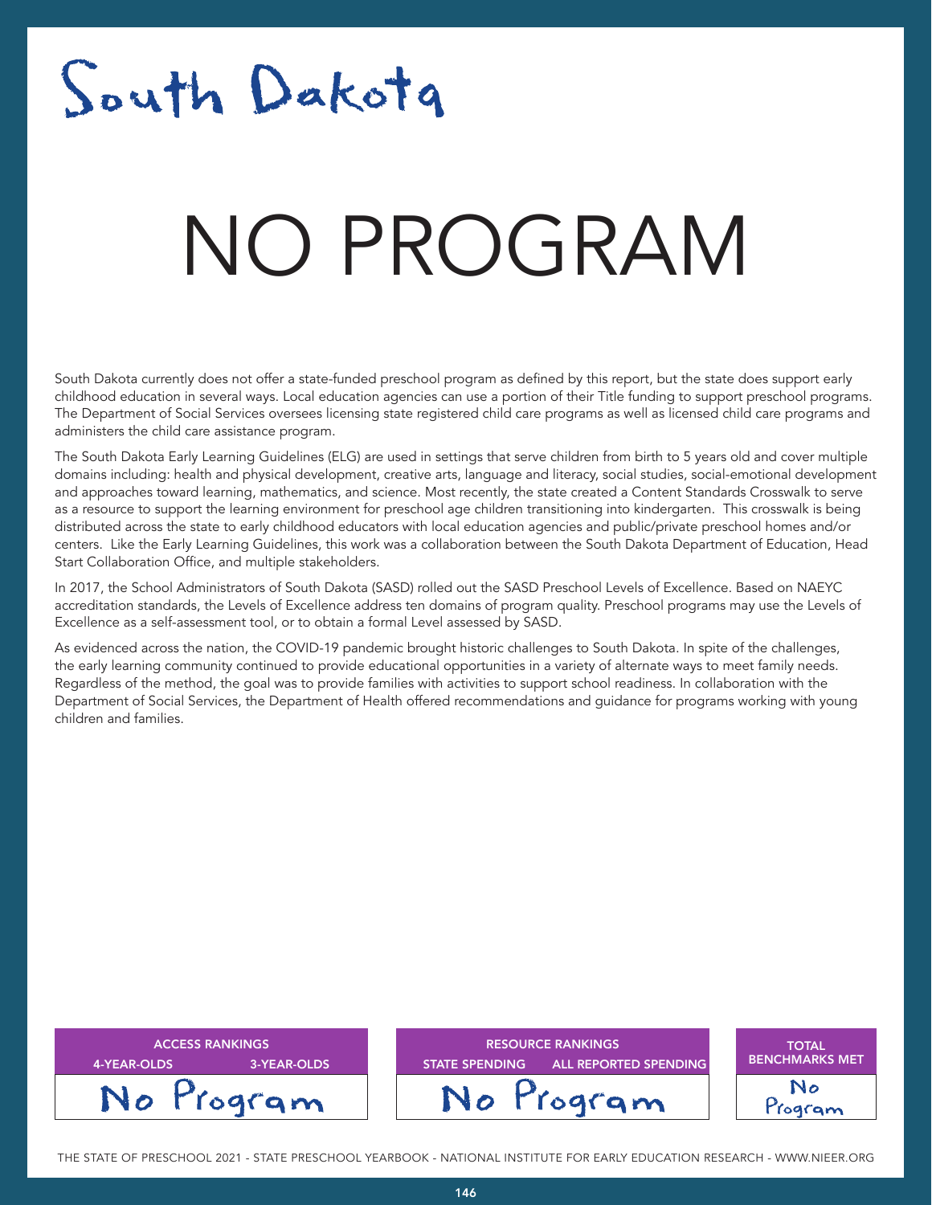# South Dakota

# NO PROGRAM

South Dakota currently does not offer a state-funded preschool program as defined by this report, but the state does support early childhood education in several ways. Local education agencies can use a portion of their Title funding to support preschool programs. The Department of Social Services oversees licensing state registered child care programs as well as licensed child care programs and administers the child care assistance program.

The South Dakota Early Learning Guidelines (ELG) are used in settings that serve children from birth to 5 years old and cover multiple domains including: health and physical development, creative arts, language and literacy, social studies, social-emotional development and approaches toward learning, mathematics, and science. Most recently, the state created a Content Standards Crosswalk to serve as a resource to support the learning environment for preschool age children transitioning into kindergarten. This crosswalk is being distributed across the state to early childhood educators with local education agencies and public/private preschool homes and/or centers. Like the Early Learning Guidelines, this work was a collaboration between the South Dakota Department of Education, Head Start Collaboration Office, and multiple stakeholders.

In 2017, the School Administrators of South Dakota (SASD) rolled out the SASD Preschool Levels of Excellence. Based on NAEYC accreditation standards, the Levels of Excellence address ten domains of program quality. Preschool programs may use the Levels of Excellence as a self-assessment tool, or to obtain a formal Level assessed by SASD.

As evidenced across the nation, the COVID-19 pandemic brought historic challenges to South Dakota. In spite of the challenges, the early learning community continued to provide educational opportunities in a variety of alternate ways to meet family needs. Regardless of the method, the goal was to provide families with activities to support school readiness. In collaboration with the Department of Social Services, the Department of Health offered recommendations and guidance for programs working with young children and families.

| ACCESS RANKINGS | |
|---|---|
| 4-YEAR-OLDS | 3-YEAR-OLDS |
| No Program | |

| RESOURCE RANKINGS | |
|---|---|
| STATE SPENDING | ALL REPORTED SPENDING |
| No Program | |

| TOTAL BENCHMARKS MET |
|---|
| No Program |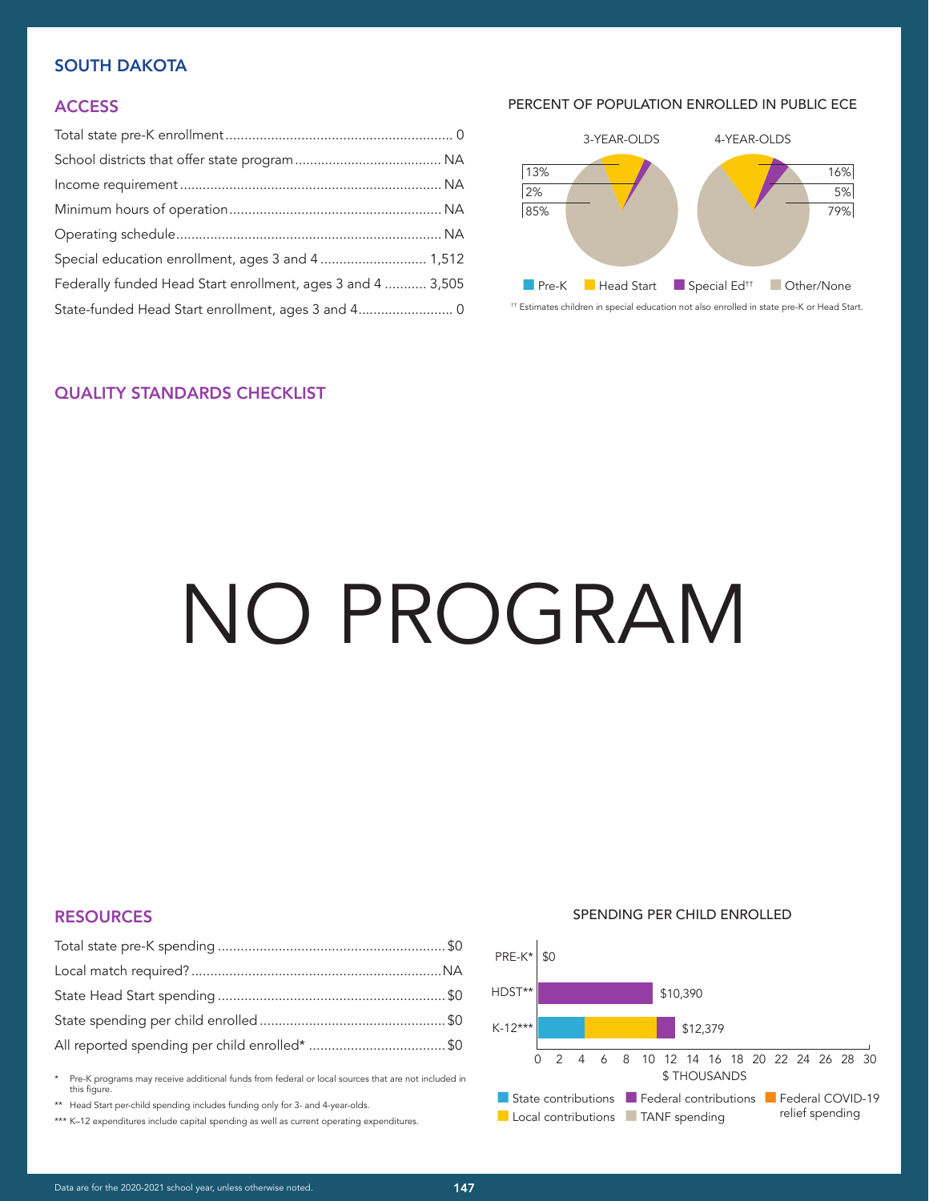# SOUTH DAKOTA

## ACCESS

| | |
|---|---|
| Total state pre-K enrollment | 0 |
| School districts that offer state program | NA |
| Income requirement | NA |
| Minimum hours of operation | NA |
| Operating schedule | NA |
| Special education enrollment, ages 3 and 4 | 1,512 |
| Federally funded Head Start enrollment, ages 3 and 4 | 3,505 |
| State-funded Head Start enrollment, ages 3 and 4 | 0 |

PERCENT OF POPULATION ENROLLED IN PUBLIC ECE

3-YEAR-OLDS

13%
2%
85%

4-YEAR-OLDS

16%
5%
79%

Pre-K | Head Start | Special Ed[††] | Other/None

[††] Estimates children in special education not also enrolled in state pre-K or Head Start.

## QUALITY STANDARDS CHECKLIST

NO PROGRAM

## RESOURCES

| | |
|---|---|
| Total state pre-K spending | $0 |
| Local match required? | NA |
| State Head Start spending | $0 |
| State spending per child enrolled | $0 |
| All reported spending per child enrolled* | $0 |

\* Pre-K programs may receive additional funds from federal or local sources that are not included in this figure.

** Head Start per-child spending includes funding only for 3- and 4-year-olds.

*** K–12 expenditures include capital spending as well as current operating expenditures.

SPENDING PER CHILD ENROLLED

PRE-K* $0

HDST** $10,390

K-12*** $12,379

0 2 4 6 8 10 12 14 16 18 20 22 24 26 28 30

$ THOUSANDS

State contributions | Local contributions | Federal contributions | TANF spending | Federal COVID-19 relief spending

Data are for the 2020-2021 school year, unless otherwise noted.